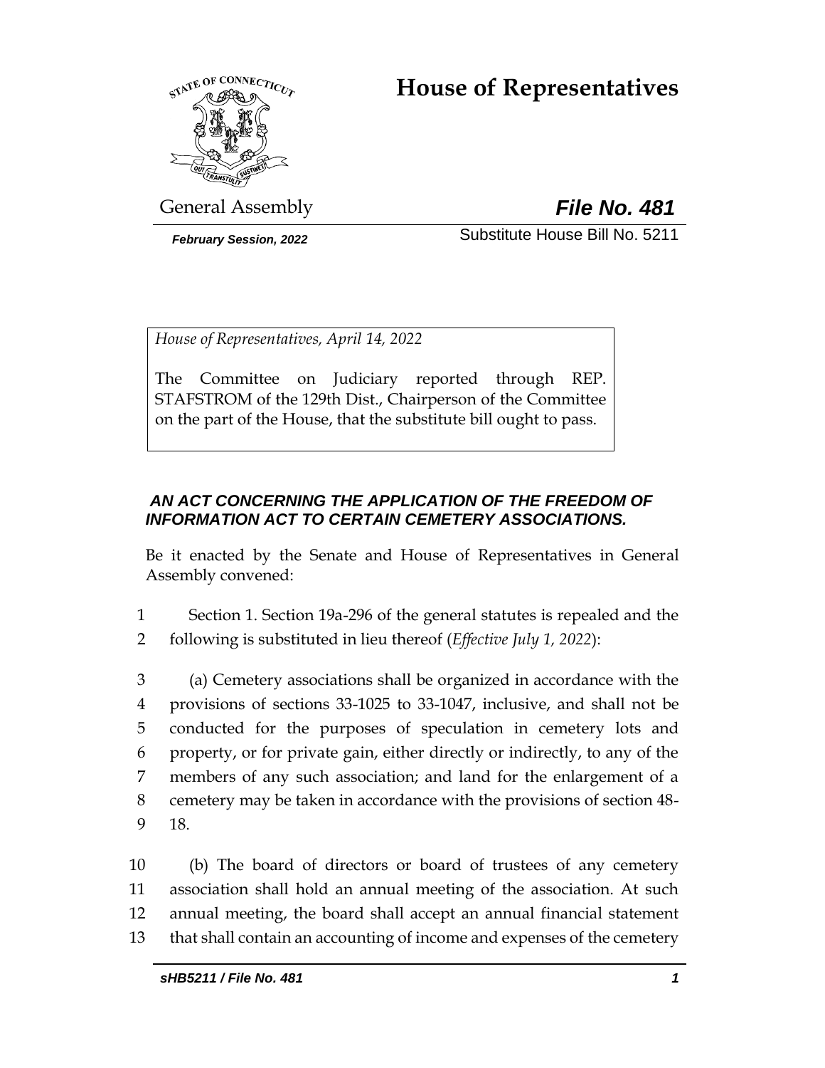# House of Representatives

General Assembly

***File No. 481***

***February Session, 2022***

Substitute House Bill No. 5211

*House of Representatives, April 14, 2022*

The Committee on Judiciary reported through REP. STAFSTROM of the 129th Dist., Chairperson of the Committee on the part of the House, that the substitute bill ought to pass.

***AN ACT CONCERNING THE APPLICATION OF THE FREEDOM OF INFORMATION ACT TO CERTAIN CEMETERY ASSOCIATIONS.***

Be it enacted by the Senate and House of Representatives in General Assembly convened:

1 Section 1. Section 19a-296 of the general statutes is repealed and the
2 following is substituted in lieu thereof (*Effective July 1, 2022*):

3 (a) Cemetery associations shall be organized in accordance with the
4 provisions of sections 33-1025 to 33-1047, inclusive, and shall not be
5 conducted for the purposes of speculation in cemetery lots and
6 property, or for private gain, either directly or indirectly, to any of the
7 members of any such association; and land for the enlargement of a
8 cemetery may be taken in accordance with the provisions of section 48-
9 18.

10 (b) The board of directors or board of trustees of any cemetery
11 association shall hold an annual meeting of the association. At such
12 annual meeting, the board shall accept an annual financial statement
13 that shall contain an accounting of income and expenses of the cemetery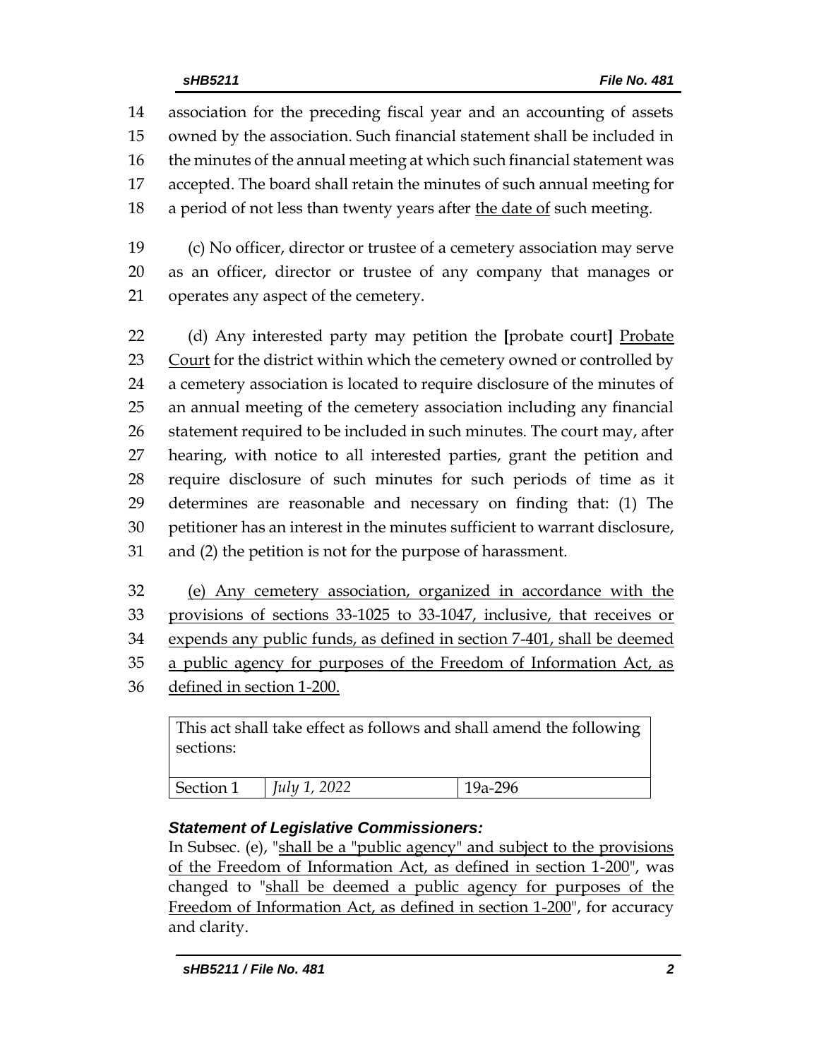association for the preceding fiscal year and an accounting of assets owned by the association. Such financial statement shall be included in the minutes of the annual meeting at which such financial statement was accepted. The board shall retain the minutes of such annual meeting for a period of not less than twenty years after <u>the date of</u> such meeting.

(c) No officer, director or trustee of a cemetery association may serve as an officer, director or trustee of any company that manages or operates any aspect of the cemetery.

(d) Any interested party may petition the **[**probate court**]** <u>Probate Court</u> for the district within which the cemetery owned or controlled by a cemetery association is located to require disclosure of the minutes of an annual meeting of the cemetery association including any financial statement required to be included in such minutes. The court may, after hearing, with notice to all interested parties, grant the petition and require disclosure of such minutes for such periods of time as it determines are reasonable and necessary on finding that: (1) The petitioner has an interest in the minutes sufficient to warrant disclosure, and (2) the petition is not for the purpose of harassment.

<u>(e) Any cemetery association, organized in accordance with the provisions of sections 33-1025 to 33-1047, inclusive, that receives or expends any public funds, as defined in section 7-401, shall be deemed a public agency for purposes of the Freedom of Information Act, as defined in section 1-200.</u>

| This act shall take effect as follows and shall amend the following sections: | | |
|---|---|---|
| Section 1 | *July 1, 2022* | 19a-296 |

### *Statement of Legislative Commissioners:*

In Subsec. (e), "<u>shall be a "public agency" and subject to the provisions of the Freedom of Information Act, as defined in section 1-200</u>", was changed to "<u>shall be deemed a public agency for purposes of the Freedom of Information Act, as defined in section 1-200</u>", for accuracy and clarity.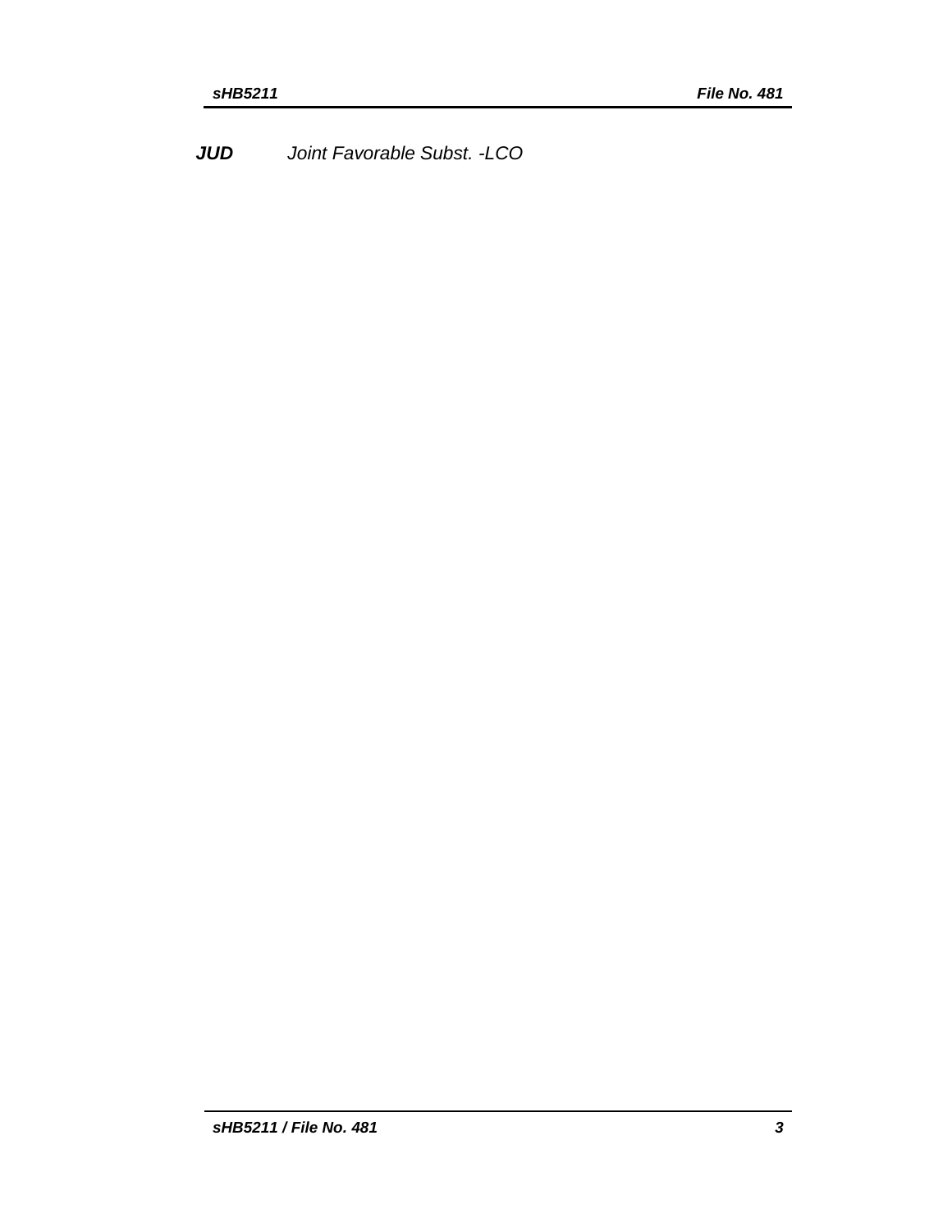***JUD*** *Joint Favorable Subst. -LCO*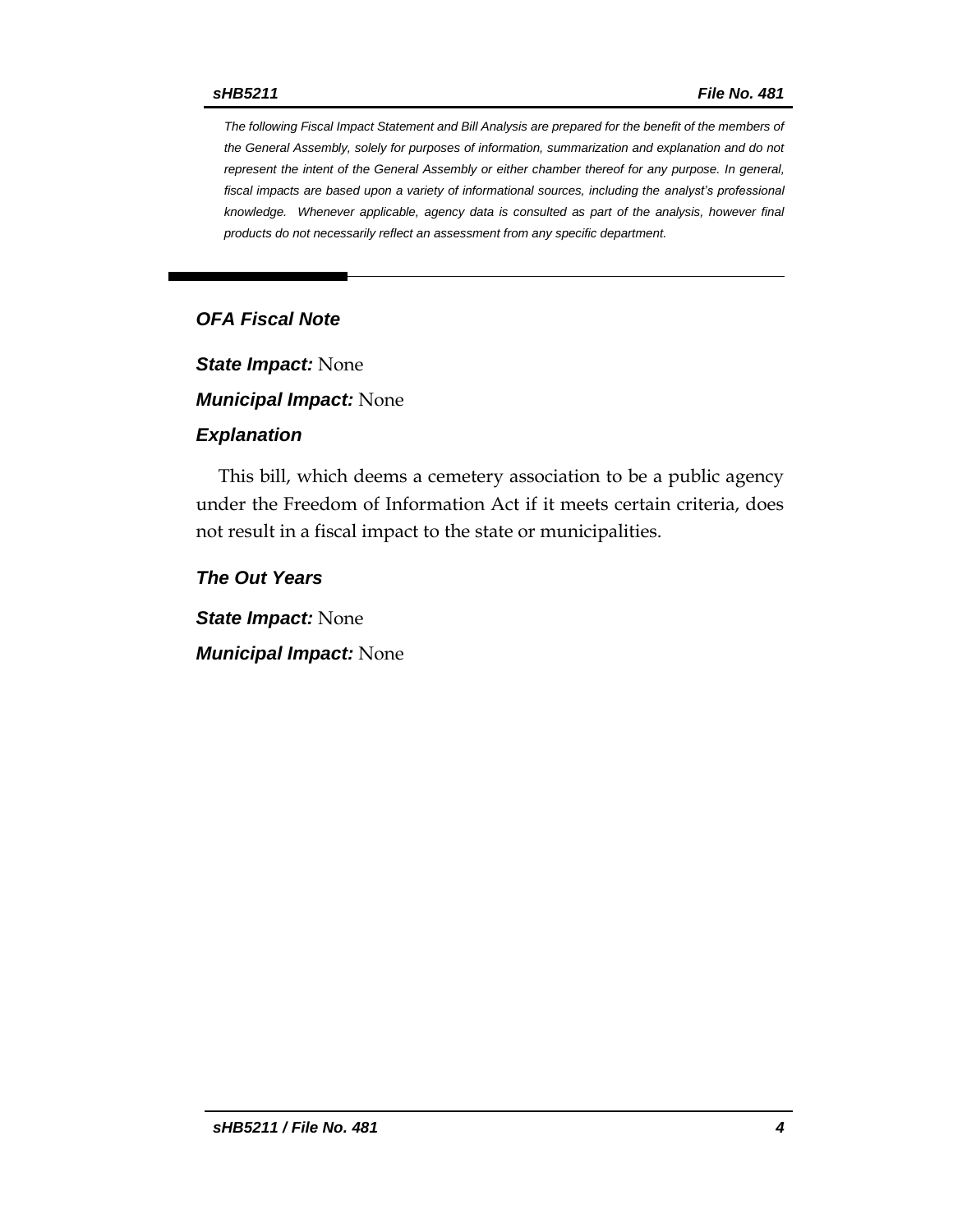*The following Fiscal Impact Statement and Bill Analysis are prepared for the benefit of the members of the General Assembly, solely for purposes of information, summarization and explanation and do not represent the intent of the General Assembly or either chamber thereof for any purpose. In general, fiscal impacts are based upon a variety of informational sources, including the analyst's professional knowledge. Whenever applicable, agency data is consulted as part of the analysis, however final products do not necessarily reflect an assessment from any specific department.*

## OFA Fiscal Note

***State Impact:*** None

***Municipal Impact:*** None

### Explanation

This bill, which deems a cemetery association to be a public agency under the Freedom of Information Act if it meets certain criteria, does not result in a fiscal impact to the state or municipalities.

### The Out Years

***State Impact:*** None

***Municipal Impact:*** None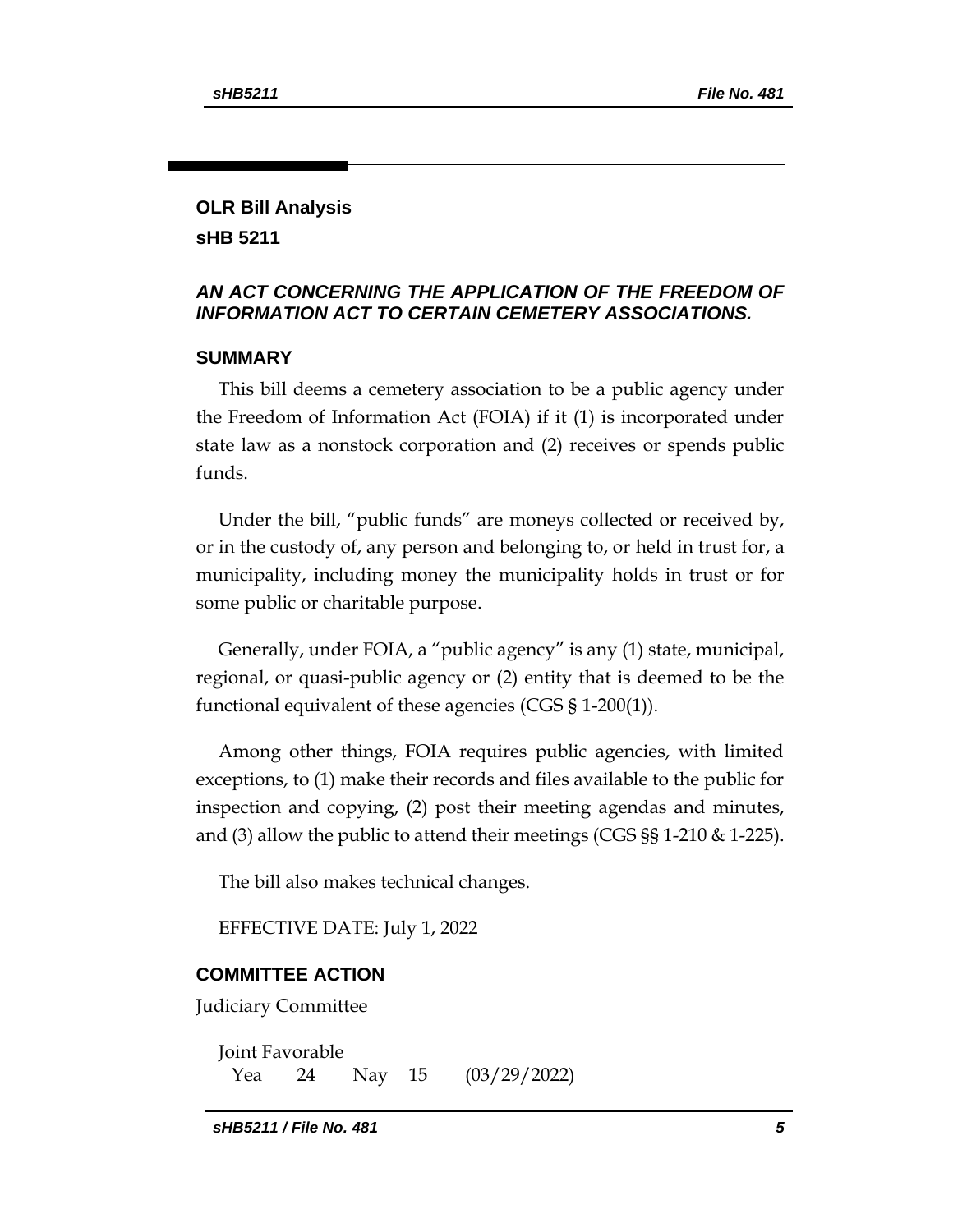## OLR Bill Analysis

## sHB 5211

### *AN ACT CONCERNING THE APPLICATION OF THE FREEDOM OF INFORMATION ACT TO CERTAIN CEMETERY ASSOCIATIONS.*

### SUMMARY

This bill deems a cemetery association to be a public agency under the Freedom of Information Act (FOIA) if it (1) is incorporated under state law as a nonstock corporation and (2) receives or spends public funds.

Under the bill, "public funds" are moneys collected or received by, or in the custody of, any person and belonging to, or held in trust for, a municipality, including money the municipality holds in trust or for some public or charitable purpose.

Generally, under FOIA, a "public agency" is any (1) state, municipal, regional, or quasi-public agency or (2) entity that is deemed to be the functional equivalent of these agencies (CGS § 1-200(1)).

Among other things, FOIA requires public agencies, with limited exceptions, to (1) make their records and files available to the public for inspection and copying, (2) post their meeting agendas and minutes, and (3) allow the public to attend their meetings (CGS §§ 1-210 & 1-225).

The bill also makes technical changes.

EFFECTIVE DATE: July 1, 2022

### COMMITTEE ACTION

Judiciary Committee

| | | | | |
|---|---|---|---|---|
| Joint Favorable | | | | |
| Yea | 24 | Nay | 15 | (03/29/2022) |